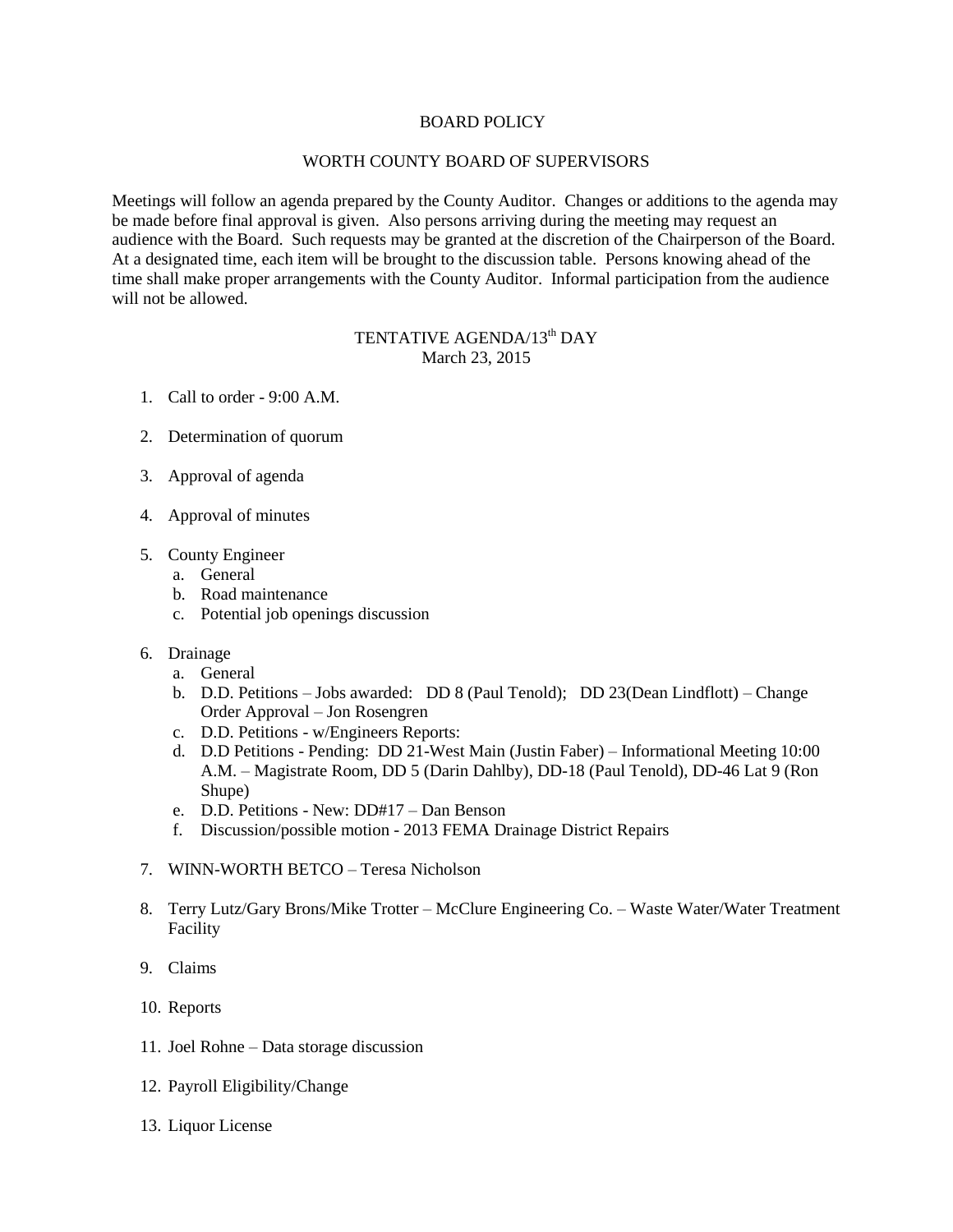# BOARD POLICY

## WORTH COUNTY BOARD OF SUPERVISORS

Meetings will follow an agenda prepared by the County Auditor. Changes or additions to the agenda may be made before final approval is given. Also persons arriving during the meeting may request an audience with the Board. Such requests may be granted at the discretion of the Chairperson of the Board. At a designated time, each item will be brought to the discussion table. Persons knowing ahead of the time shall make proper arrangements with the County Auditor. Informal participation from the audience will not be allowed.

### TENTATIVE AGENDA/13th DAY
March 23, 2015

1. Call to order - 9:00 A.M.

2. Determination of quorum

3. Approval of agenda

4. Approval of minutes

5. County Engineer
   a. General
   b. Road maintenance
   c. Potential job openings discussion

6. Drainage
   a. General
   b. D.D. Petitions – Jobs awarded: DD 8 (Paul Tenold); DD 23(Dean Lindflott) – Change Order Approval – Jon Rosengren
   c. D.D. Petitions - w/Engineers Reports:
   d. D.D Petitions - Pending: DD 21-West Main (Justin Faber) – Informational Meeting 10:00 A.M. – Magistrate Room, DD 5 (Darin Dahlby), DD-18 (Paul Tenold), DD-46 Lat 9 (Ron Shupe)
   e. D.D. Petitions - New: DD#17 – Dan Benson
   f. Discussion/possible motion - 2013 FEMA Drainage District Repairs

7. WINN-WORTH BETCO – Teresa Nicholson

8. Terry Lutz/Gary Brons/Mike Trotter – McClure Engineering Co. – Waste Water/Water Treatment Facility

9. Claims

10. Reports

11. Joel Rohne – Data storage discussion

12. Payroll Eligibility/Change

13. Liquor License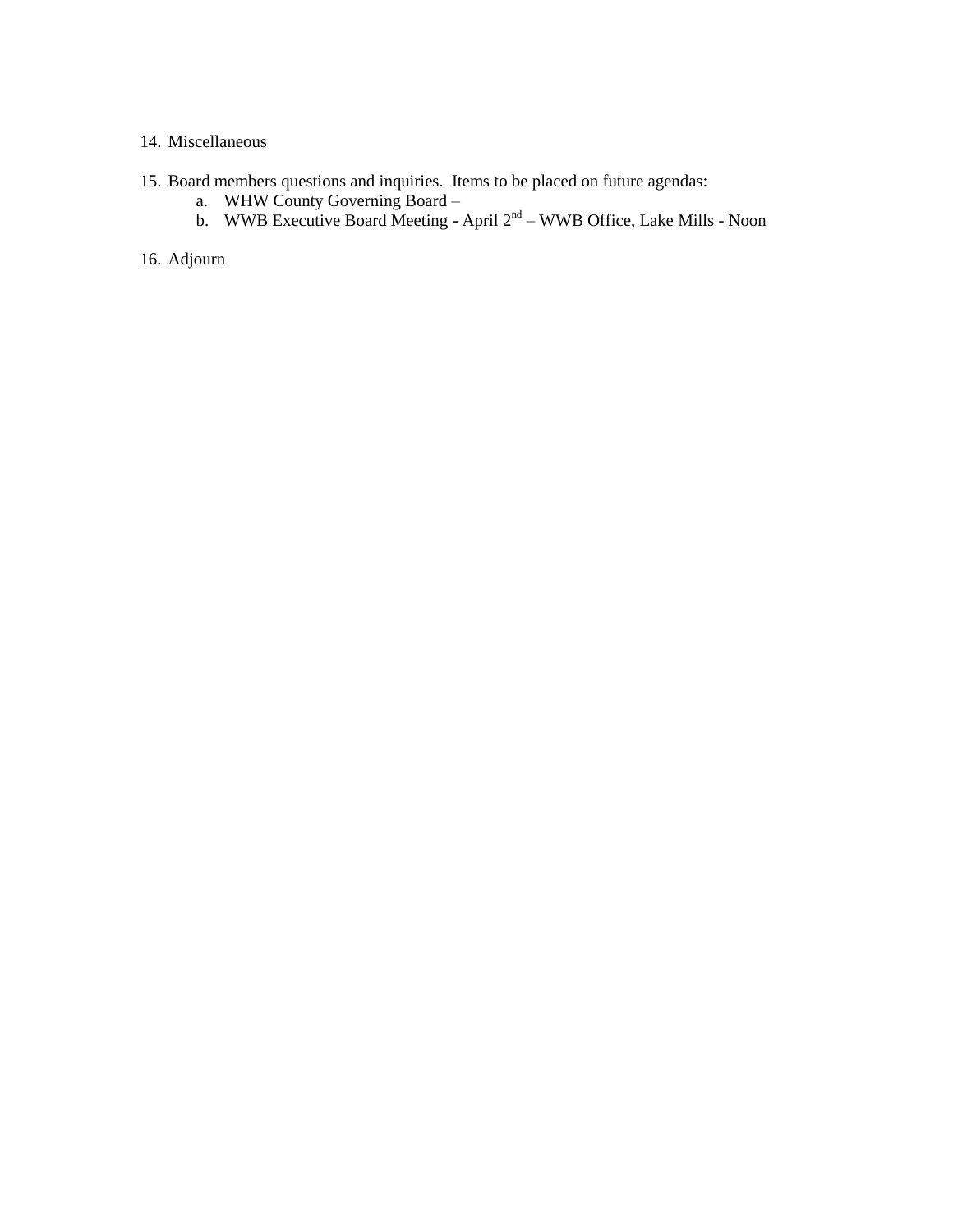14. Miscellaneous

15. Board members questions and inquiries. Items to be placed on future agendas:
    a. WHW County Governing Board –
    b. WWB Executive Board Meeting - April 2nd – WWB Office, Lake Mills - Noon

16. Adjourn